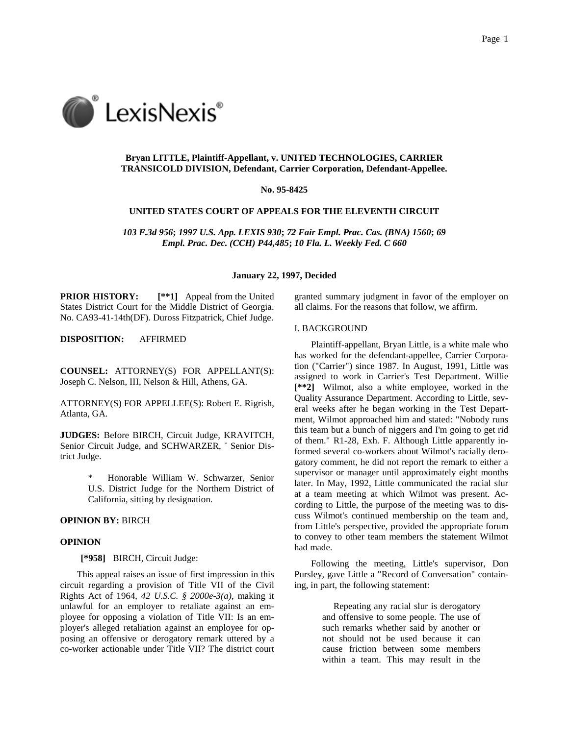**Bryan LITTLE, Plaintiff-Appellant, v. UNITED TECHNOLOGIES, CARRIER TRANSICOLD DIVISION, Defendant, Carrier Corporation, Defendant-Appellee.**

**No. 95-8425**

**UNITED STATES COURT OF APPEALS FOR THE ELEVENTH CIRCUIT**

***103 F.3d 956*; *1997 U.S. App. LEXIS 930*; *72 Fair Empl. Prac. Cas. (BNA) 1560*; *69 Empl. Prac. Dec. (CCH) P44,485*; *10 Fla. L. Weekly Fed. C 660***

**January 22, 1997, Decided**

**PRIOR HISTORY:** **[**1]** Appeal from the United States District Court for the Middle District of Georgia. No. CA93-41-14th(DF). Duross Fitzpatrick, Chief Judge.

**DISPOSITION:** AFFIRMED

**COUNSEL:** ATTORNEY(S) FOR APPELLANT(S): Joseph C. Nelson, III, Nelson & Hill, Athens, GA.

ATTORNEY(S) FOR APPELLEE(S): Robert E. Rigrish, Atlanta, GA.

**JUDGES:** Before BIRCH, Circuit Judge, KRAVITCH, Senior Circuit Judge, and SCHWARZER, * Senior District Judge.

> * Honorable William W. Schwarzer, Senior U.S. District Judge for the Northern District of California, sitting by designation.

**OPINION BY:** BIRCH

**OPINION**

**[*958]** BIRCH, Circuit Judge:

This appeal raises an issue of first impression in this circuit regarding a provision of Title VII of the Civil Rights Act of 1964, *42 U.S.C. § 2000e-3(a)*, making it unlawful for an employer to retaliate against an employee for opposing a violation of Title VII: Is an employer's alleged retaliation against an employee for opposing an offensive or derogatory remark uttered by a co-worker actionable under Title VII? The district court granted summary judgment in favor of the employer on all claims. For the reasons that follow, we affirm.

I. BACKGROUND

Plaintiff-appellant, Bryan Little, is a white male who has worked for the defendant-appellee, Carrier Corporation ("Carrier") since 1987. In August, 1991, Little was assigned to work in Carrier's Test Department. Willie **[**2]** Wilmot, also a white employee, worked in the Quality Assurance Department. According to Little, several weeks after he began working in the Test Department, Wilmot approached him and stated: "Nobody runs this team but a bunch of niggers and I'm going to get rid of them." R1-28, Exh. F. Although Little apparently informed several co-workers about Wilmot's racially derogatory comment, he did not report the remark to either a supervisor or manager until approximately eight months later. In May, 1992, Little communicated the racial slur at a team meeting at which Wilmot was present. According to Little, the purpose of the meeting was to discuss Wilmot's continued membership on the team and, from Little's perspective, provided the appropriate forum to convey to other team members the statement Wilmot had made.

Following the meeting, Little's supervisor, Don Pursley, gave Little a "Record of Conversation" containing, in part, the following statement:

> Repeating any racial slur is derogatory and offensive to some people. The use of such remarks whether said by another or not should not be used because it can cause friction between some members within a team. This may result in the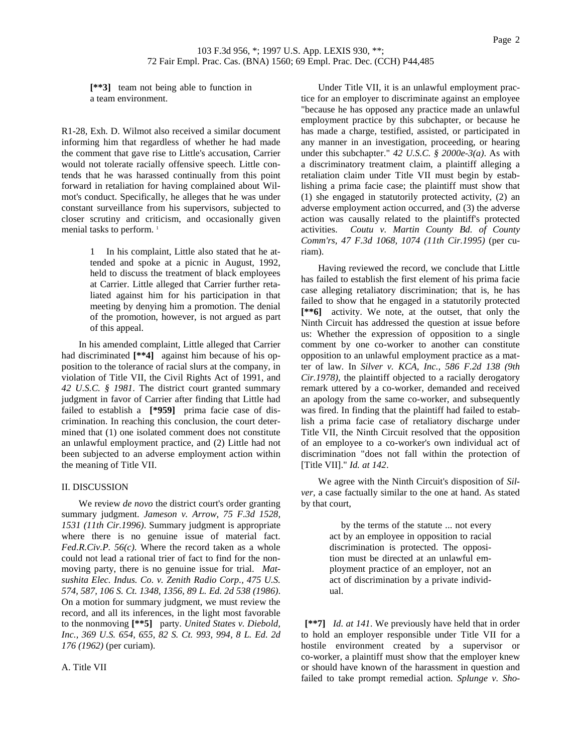**[\*\*3]** team not being able to function in a team environment.

R1-28, Exh. D. Wilmot also received a similar document informing him that regardless of whether he had made the comment that gave rise to Little's accusation, Carrier would not tolerate racially offensive speech. Little contends that he was harassed continually from this point forward in retaliation for having complained about Wilmot's conduct. Specifically, he alleges that he was under constant surveillance from his supervisors, subjected to closer scrutiny and criticism, and occasionally given menial tasks to perform. [1]

> 1 In his complaint, Little also stated that he attended and spoke at a picnic in August, 1992, held to discuss the treatment of black employees at Carrier. Little alleged that Carrier further retaliated against him for his participation in that meeting by denying him a promotion. The denial of the promotion, however, is not argued as part of this appeal.

In his amended complaint, Little alleged that Carrier had discriminated **[\*\*4]** against him because of his opposition to the tolerance of racial slurs at the company, in violation of Title VII, the Civil Rights Act of 1991, and *42 U.S.C. § 1981*. The district court granted summary judgment in favor of Carrier after finding that Little had failed to establish a **[\*959]** prima facie case of discrimination. In reaching this conclusion, the court determined that (1) one isolated comment does not constitute an unlawful employment practice, and (2) Little had not been subjected to an adverse employment action within the meaning of Title VII.

II. DISCUSSION

We review *de novo* the district court's order granting summary judgment. *Jameson v. Arrow, 75 F.3d 1528, 1531 (11th Cir.1996)*. Summary judgment is appropriate where there is no genuine issue of material fact. *Fed.R.Civ.P. 56(c)*. Where the record taken as a whole could not lead a rational trier of fact to find for the nonmoving party, there is no genuine issue for trial. *Matsushita Elec. Indus. Co. v. Zenith Radio Corp., 475 U.S. 574, 587, 106 S. Ct. 1348, 1356, 89 L. Ed. 2d 538 (1986)*. On a motion for summary judgment, we must review the record, and all its inferences, in the light most favorable to the nonmoving **[\*\*5]** party. *United States v. Diebold, Inc., 369 U.S. 654, 655, 82 S. Ct. 993, 994, 8 L. Ed. 2d 176 (1962)* (per curiam).

A. Title VII

Under Title VII, it is an unlawful employment practice for an employer to discriminate against an employee "because he has opposed any practice made an unlawful employment practice by this subchapter, or because he has made a charge, testified, assisted, or participated in any manner in an investigation, proceeding, or hearing under this subchapter." *42 U.S.C. § 2000e-3(a)*. As with a discriminatory treatment claim, a plaintiff alleging a retaliation claim under Title VII must begin by establishing a prima facie case; the plaintiff must show that (1) she engaged in statutorily protected activity, (2) an adverse employment action occurred, and (3) the adverse action was causally related to the plaintiff's protected activities. *Coutu v. Martin County Bd. of County Comm'rs, 47 F.3d 1068, 1074 (11th Cir.1995)* (per curiam).

Having reviewed the record, we conclude that Little has failed to establish the first element of his prima facie case alleging retaliatory discrimination; that is, he has failed to show that he engaged in a statutorily protected **[\*\*6]** activity. We note, at the outset, that only the Ninth Circuit has addressed the question at issue before us: Whether the expression of opposition to a single comment by one co-worker to another can constitute opposition to an unlawful employment practice as a matter of law. In *Silver v. KCA, Inc., 586 F.2d 138 (9th Cir.1978)*, the plaintiff objected to a racially derogatory remark uttered by a co-worker, demanded and received an apology from the same co-worker, and subsequently was fired. In finding that the plaintiff had failed to establish a prima facie case of retaliatory discharge under Title VII, the Ninth Circuit resolved that the opposition of an employee to a co-worker's own individual act of discrimination "does not fall within the protection of [Title VII]." *Id. at 142*.

We agree with the Ninth Circuit's disposition of *Silver*, a case factually similar to the one at hand. As stated by that court,

> by the terms of the statute ... not every act by an employee in opposition to racial discrimination is protected. The opposition must be directed at an unlawful employment practice of an employer, not an act of discrimination by a private individual.

**[\*\*7]** *Id. at 141*. We previously have held that in order to hold an employer responsible under Title VII for a hostile environment created by a supervisor or co-worker, a plaintiff must show that the employer knew or should have known of the harassment in question and failed to take prompt remedial action. *Splunge v. Sho-*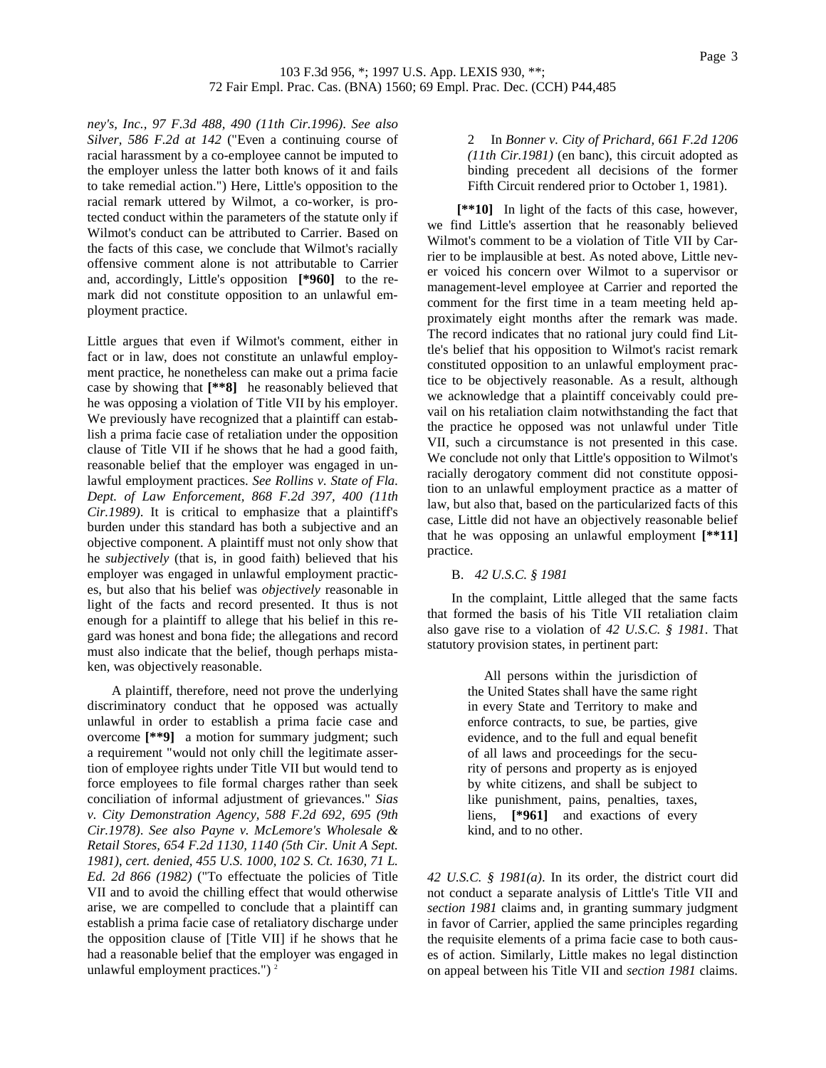*ney's, Inc., 97 F.3d 488, 490 (11th Cir.1996)*. *See also Silver, 586 F.2d at 142* ("Even a continuing course of racial harassment by a co-employee cannot be imputed to the employer unless the latter both knows of it and fails to take remedial action.") Here, Little's opposition to the racial remark uttered by Wilmot, a co-worker, is protected conduct within the parameters of the statute only if Wilmot's conduct can be attributed to Carrier. Based on the facts of this case, we conclude that Wilmot's racially offensive comment alone is not attributable to Carrier and, accordingly, Little's opposition **[*960]** to the remark did not constitute opposition to an unlawful employment practice.

Little argues that even if Wilmot's comment, either in fact or in law, does not constitute an unlawful employment practice, he nonetheless can make out a prima facie case by showing that **[**8]** he reasonably believed that he was opposing a violation of Title VII by his employer. We previously have recognized that a plaintiff can establish a prima facie case of retaliation under the opposition clause of Title VII if he shows that he had a good faith, reasonable belief that the employer was engaged in unlawful employment practices. *See Rollins v. State of Fla. Dept. of Law Enforcement, 868 F.2d 397, 400 (11th Cir.1989)*. It is critical to emphasize that a plaintiff's burden under this standard has both a subjective and an objective component. A plaintiff must not only show that he *subjectively* (that is, in good faith) believed that his employer was engaged in unlawful employment practices, but also that his belief was *objectively* reasonable in light of the facts and record presented. It thus is not enough for a plaintiff to allege that his belief in this regard was honest and bona fide; the allegations and record must also indicate that the belief, though perhaps mistaken, was objectively reasonable.

A plaintiff, therefore, need not prove the underlying discriminatory conduct that he opposed was actually unlawful in order to establish a prima facie case and overcome **[**9]** a motion for summary judgment; such a requirement "would not only chill the legitimate assertion of employee rights under Title VII but would tend to force employees to file formal charges rather than seek conciliation of informal adjustment of grievances." *Sias v. City Demonstration Agency, 588 F.2d 692, 695 (9th Cir.1978)*. *See also Payne v. McLemore's Wholesale & Retail Stores, 654 F.2d 1130, 1140 (5th Cir. Unit A Sept. 1981), cert. denied, 455 U.S. 1000, 102 S. Ct. 1630, 71 L. Ed. 2d 866 (1982)* ("To effectuate the policies of Title VII and to avoid the chilling effect that would otherwise arise, we are compelled to conclude that a plaintiff can establish a prima facie case of retaliatory discharge under the opposition clause of [Title VII] if he shows that he had a reasonable belief that the employer was engaged in unlawful employment practices.") [2]

2 In *Bonner v. City of Prichard, 661 F.2d 1206 (11th Cir.1981)* (en banc), this circuit adopted as binding precedent all decisions of the former Fifth Circuit rendered prior to October 1, 1981).

**[**10]** In light of the facts of this case, however, we find Little's assertion that he reasonably believed Wilmot's comment to be a violation of Title VII by Carrier to be implausible at best. As noted above, Little never voiced his concern over Wilmot to a supervisor or management-level employee at Carrier and reported the comment for the first time in a team meeting held approximately eight months after the remark was made. The record indicates that no rational jury could find Little's belief that his opposition to Wilmot's racist remark constituted opposition to an unlawful employment practice to be objectively reasonable. As a result, although we acknowledge that a plaintiff conceivably could prevail on his retaliation claim notwithstanding the fact that the practice he opposed was not unlawful under Title VII, such a circumstance is not presented in this case. We conclude not only that Little's opposition to Wilmot's racially derogatory comment did not constitute opposition to an unlawful employment practice as a matter of law, but also that, based on the particularized facts of this case, Little did not have an objectively reasonable belief that he was opposing an unlawful employment **[**11]** practice.

B. *42 U.S.C. § 1981*

In the complaint, Little alleged that the same facts that formed the basis of his Title VII retaliation claim also gave rise to a violation of *42 U.S.C. § 1981*. That statutory provision states, in pertinent part:

> All persons within the jurisdiction of the United States shall have the same right in every State and Territory to make and enforce contracts, to sue, be parties, give evidence, and to the full and equal benefit of all laws and proceedings for the security of persons and property as is enjoyed by white citizens, and shall be subject to like punishment, pains, penalties, taxes, liens, **[*961]** and exactions of every kind, and to no other.

*42 U.S.C. § 1981(a)*. In its order, the district court did not conduct a separate analysis of Little's Title VII and *section 1981* claims and, in granting summary judgment in favor of Carrier, applied the same principles regarding the requisite elements of a prima facie case to both causes of action. Similarly, Little makes no legal distinction on appeal between his Title VII and *section 1981* claims.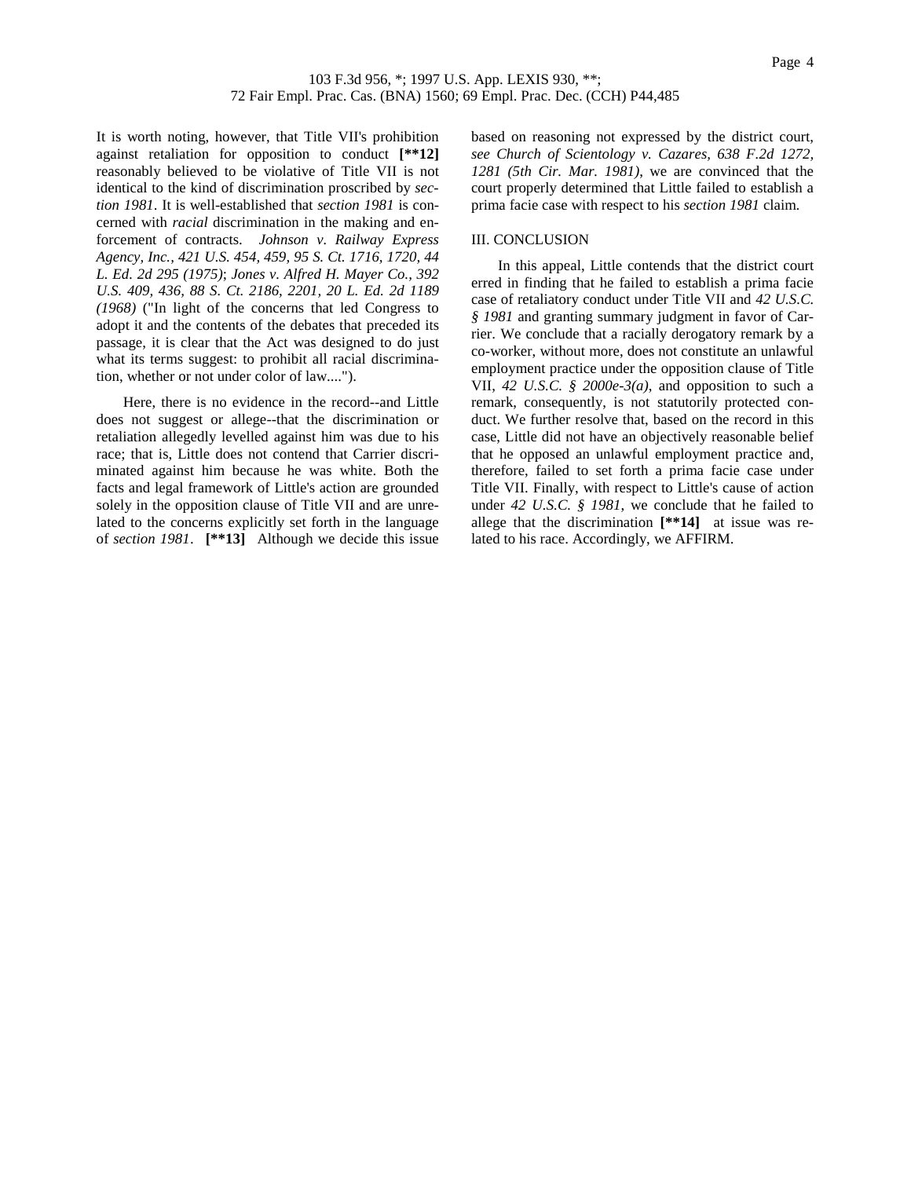It is worth noting, however, that Title VII's prohibition against retaliation for opposition to conduct **[\*\*12]** reasonably believed to be violative of Title VII is not identical to the kind of discrimination proscribed by *section 1981*. It is well-established that *section 1981* is concerned with *racial* discrimination in the making and enforcement of contracts. *Johnson v. Railway Express Agency, Inc., 421 U.S. 454, 459, 95 S. Ct. 1716, 1720, 44 L. Ed. 2d 295 (1975)*; *Jones v. Alfred H. Mayer Co., 392 U.S. 409, 436, 88 S. Ct. 2186, 2201, 20 L. Ed. 2d 1189 (1968)* ("In light of the concerns that led Congress to adopt it and the contents of the debates that preceded its passage, it is clear that the Act was designed to do just what its terms suggest: to prohibit all racial discrimination, whether or not under color of law....").

Here, there is no evidence in the record--and Little does not suggest or allege--that the discrimination or retaliation allegedly levelled against him was due to his race; that is, Little does not contend that Carrier discriminated against him because he was white. Both the facts and legal framework of Little's action are grounded solely in the opposition clause of Title VII and are unrelated to the concerns explicitly set forth in the language of *section 1981*. **[\*\*13]** Although we decide this issue based on reasoning not expressed by the district court, *see Church of Scientology v. Cazares, 638 F.2d 1272, 1281 (5th Cir. Mar. 1981)*, we are convinced that the court properly determined that Little failed to establish a prima facie case with respect to his *section 1981* claim.

## III. CONCLUSION

In this appeal, Little contends that the district court erred in finding that he failed to establish a prima facie case of retaliatory conduct under Title VII and *42 U.S.C. § 1981* and granting summary judgment in favor of Carrier. We conclude that a racially derogatory remark by a co-worker, without more, does not constitute an unlawful employment practice under the opposition clause of Title VII, *42 U.S.C. § 2000e-3(a)*, and opposition to such a remark, consequently, is not statutorily protected conduct. We further resolve that, based on the record in this case, Little did not have an objectively reasonable belief that he opposed an unlawful employment practice and, therefore, failed to set forth a prima facie case under Title VII. Finally, with respect to Little's cause of action under *42 U.S.C. § 1981*, we conclude that he failed to allege that the discrimination **[\*\*14]** at issue was related to his race. Accordingly, we AFFIRM.